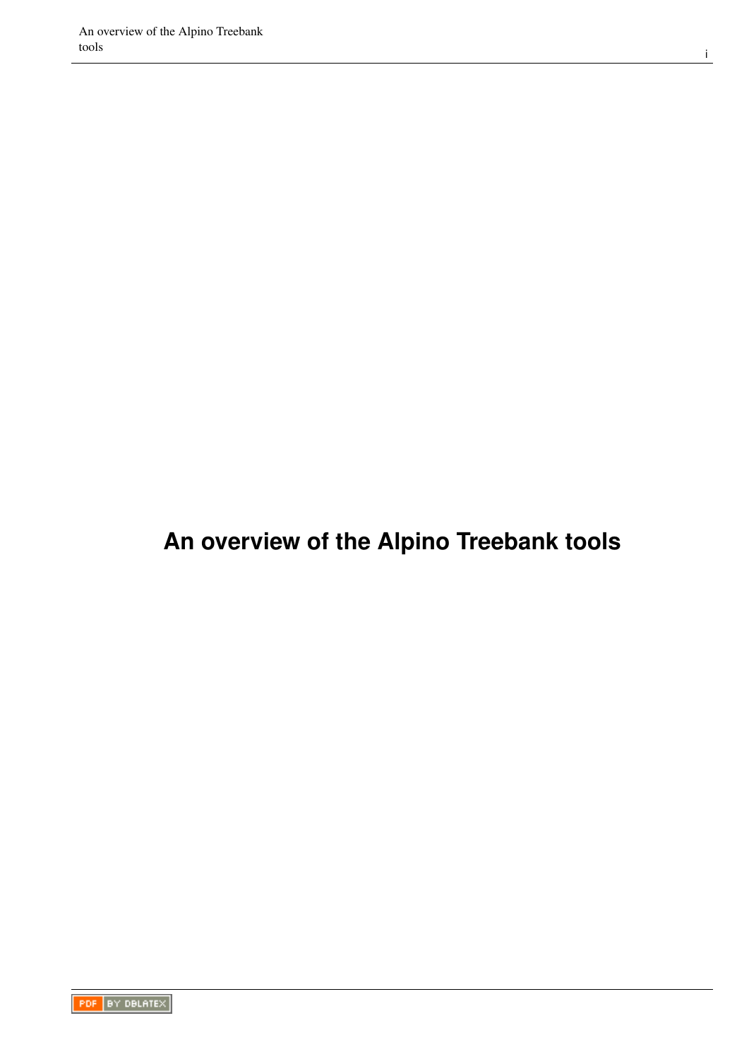# An overview of the Alpino Treebank tools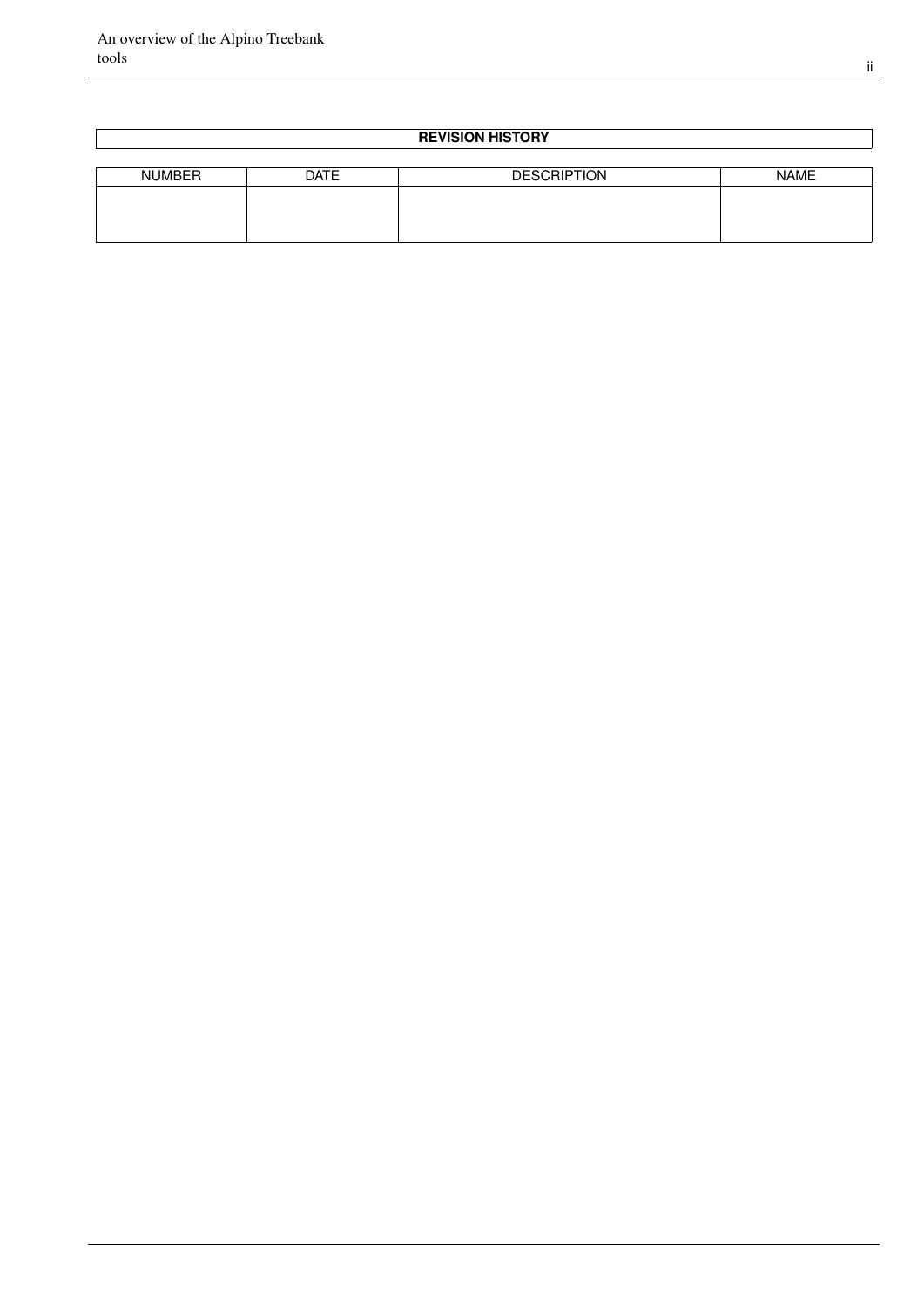| REVISION HISTORY | | | |
| --- | --- | --- | --- |
| NUMBER | DATE | DESCRIPTION | NAME |
| | | | |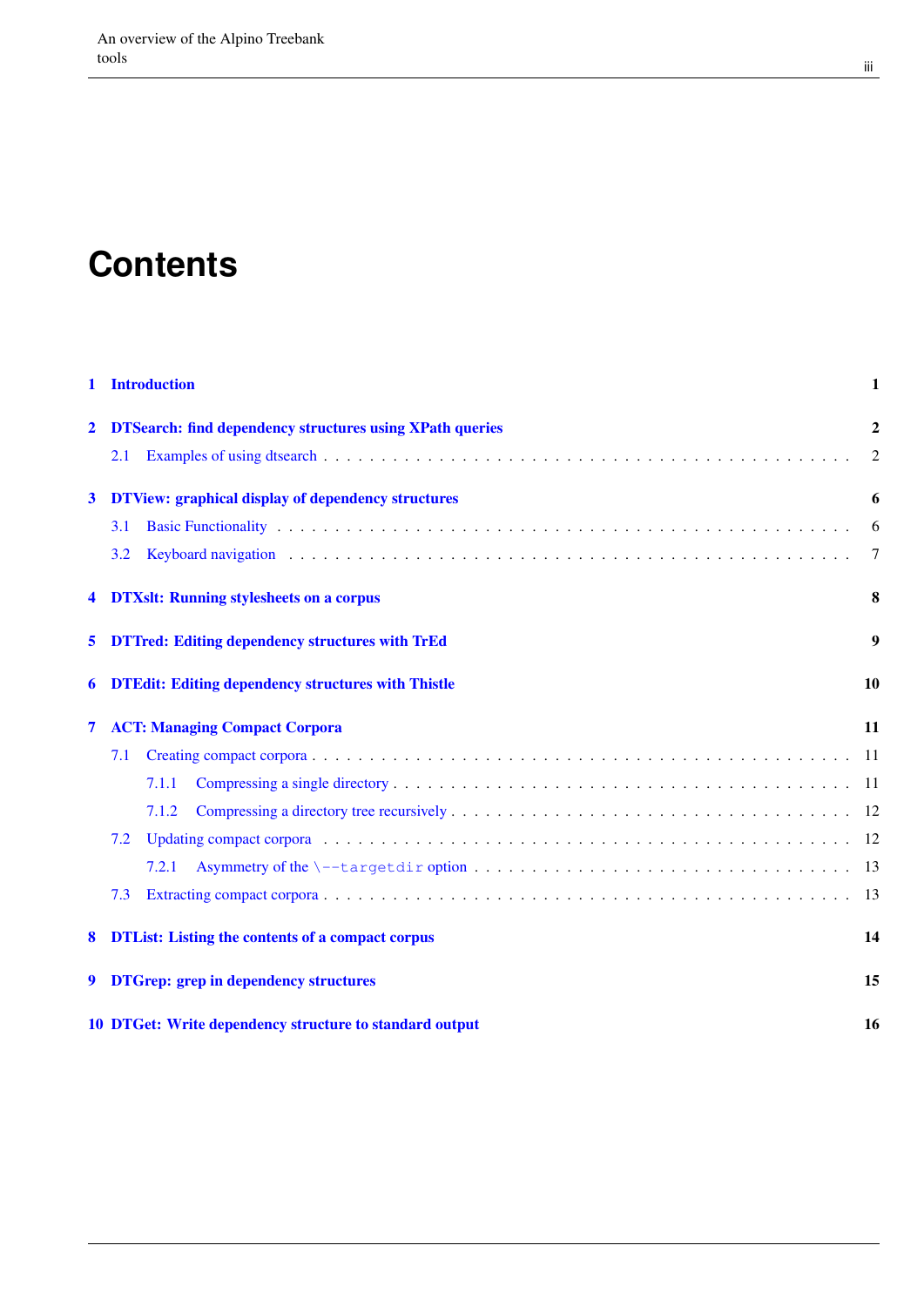# Contents

**1 Introduction** **1**

**2 DTSearch: find dependency structures using XPath queries** **2**

- 2.1 Examples of using dtsearch . . . . . . . . . . 2

**3 DTView: graphical display of dependency structures** **6**

- 3.1 Basic Functionality . . . . . . . . . . 6
- 3.2 Keyboard navigation . . . . . . . . . . 7

**4 DTXslt: Running stylesheets on a corpus** **8**

**5 DTTred: Editing dependency structures with TrEd** **9**

**6 DTEdit: Editing dependency structures with Thistle** **10**

**7 ACT: Managing Compact Corpora** **11**

- 7.1 Creating compact corpora . . . . . . . . . . 11
  - 7.1.1 Compressing a single directory . . . . . . . . . . 11
  - 7.1.2 Compressing a directory tree recursively . . . . . . . . . . 12
- 7.2 Updating compact corpora . . . . . . . . . . 12
  - 7.2.1 Asymmetry of the `\--targetdir` option . . . . . . . . . . 13
- 7.3 Extracting compact corpora . . . . . . . . . . 13

**8 DTList: Listing the contents of a compact corpus** **14**

**9 DTGrep: grep in dependency structures** **15**

**10 DTGet: Write dependency structure to standard output** **16**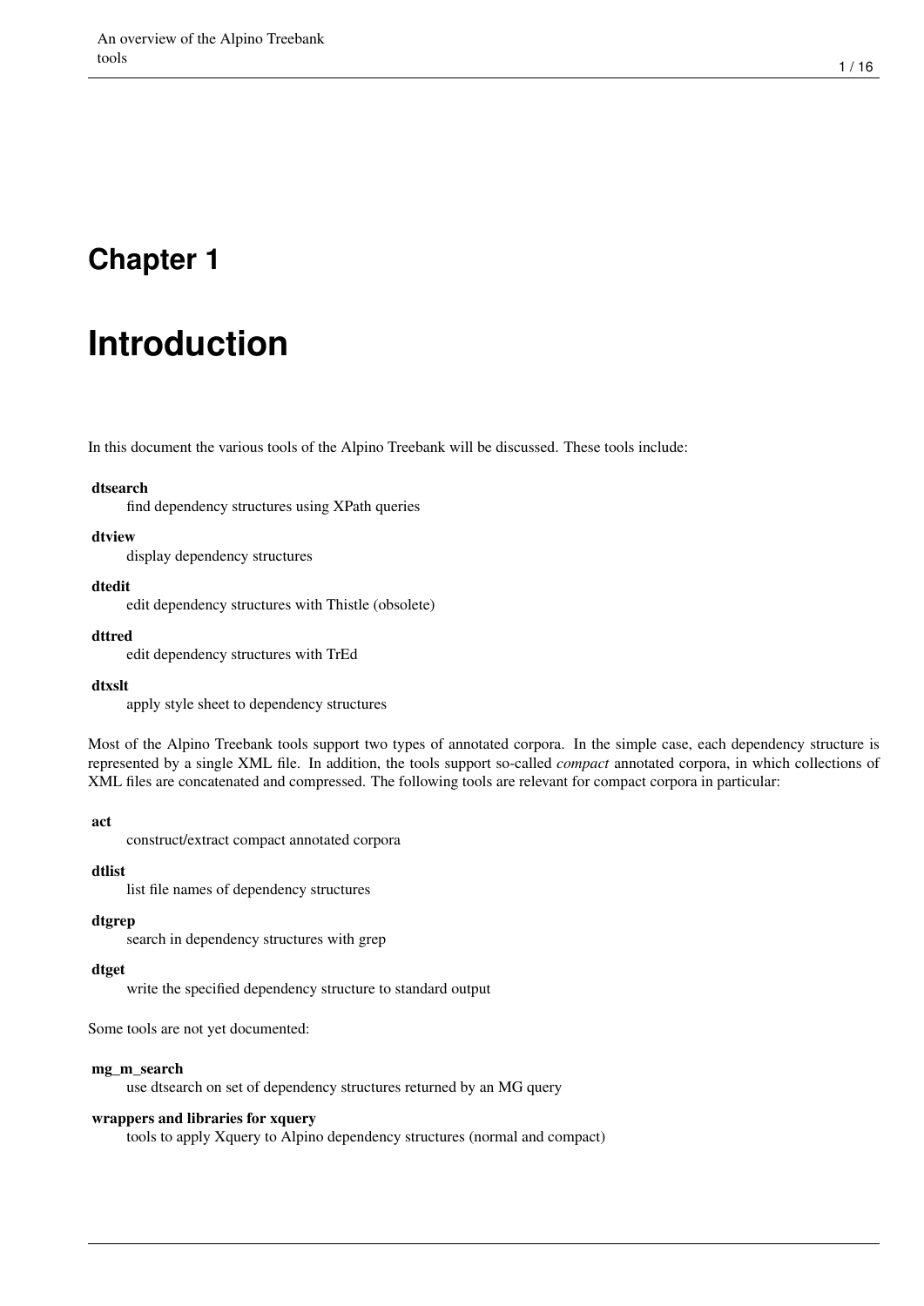# Chapter 1

# Introduction

In this document the various tools of the Alpino Treebank will be discussed. These tools include:

**dtsearch**
: find dependency structures using XPath queries

**dtview**
: display dependency structures

**dtedit**
: edit dependency structures with Thistle (obsolete)

**dttred**
: edit dependency structures with TrEd

**dtxslt**
: apply style sheet to dependency structures

Most of the Alpino Treebank tools support two types of annotated corpora. In the simple case, each dependency structure is represented by a single XML file. In addition, the tools support so-called *compact* annotated corpora, in which collections of XML files are concatenated and compressed. The following tools are relevant for compact corpora in particular:

**act**
: construct/extract compact annotated corpora

**dtlist**
: list file names of dependency structures

**dtgrep**
: search in dependency structures with grep

**dtget**
: write the specified dependency structure to standard output

Some tools are not yet documented:

**mg_m_search**
: use dtsearch on set of dependency structures returned by an MG query

**wrappers and libraries for xquery**
: tools to apply Xquery to Alpino dependency structures (normal and compact)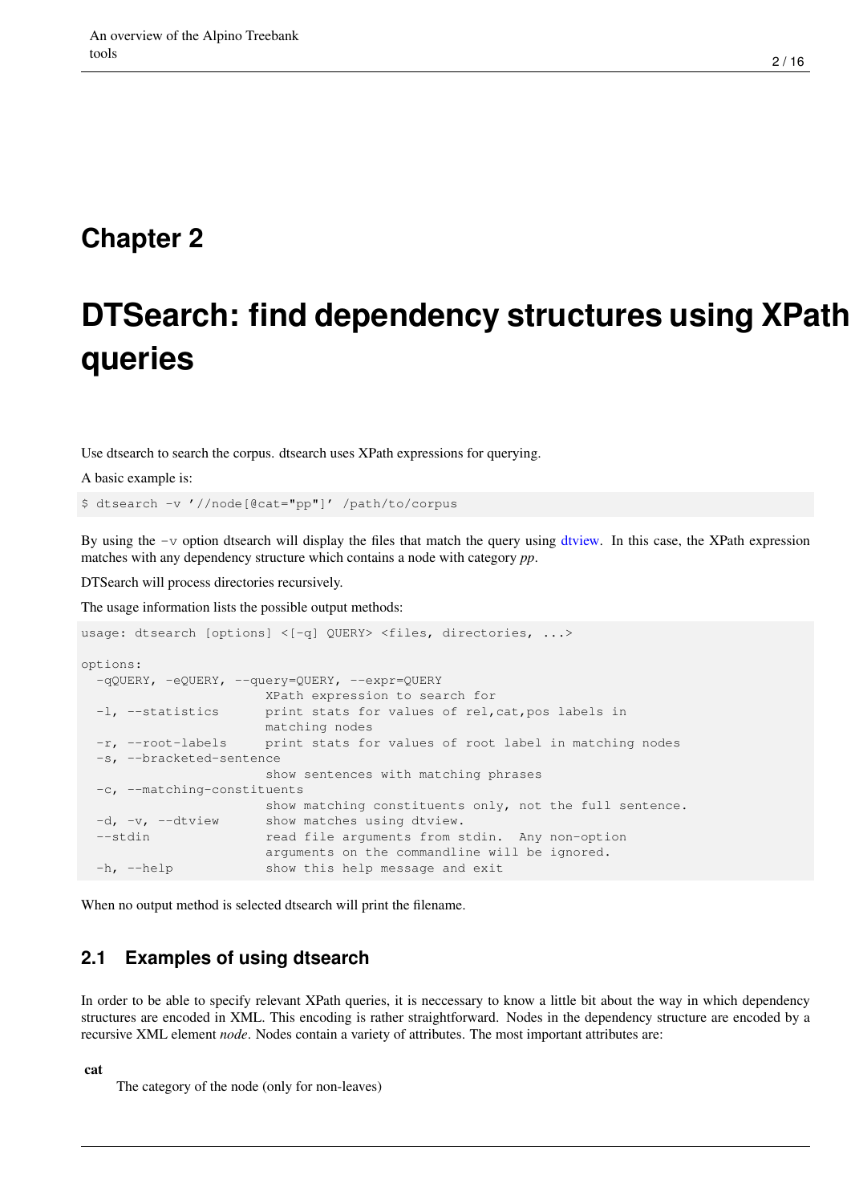# Chapter 2

# DTSearch: find dependency structures using XPath queries

Use dtsearch to search the corpus. dtsearch uses XPath expressions for querying.

A basic example is:

```
$ dtsearch -v '//node[@cat="pp"]' /path/to/corpus
```

By using the `-v` option dtsearch will display the files that match the query using dtview. In this case, the XPath expression matches with any dependency structure which contains a node with category *pp*.

DTSearch will process directories recursively.

The usage information lists the possible output methods:

```
usage: dtsearch [options] <[-q] QUERY> <files, directories, ...>

options:
  -qQUERY, -eQUERY, --query=QUERY, --expr=QUERY
                        XPath expression to search for
  -l, --statistics      print stats for values of rel,cat,pos labels in
                        matching nodes
  -r, --root-labels     print stats for values of root label in matching nodes
  -s, --bracketed-sentence
                        show sentences with matching phrases
  -c, --matching-constituents
                        show matching constituents only, not the full sentence.
  -d, -v, --dtview      show matches using dtview.
  --stdin               read file arguments from stdin.  Any non-option
                        arguments on the commandline will be ignored.
  -h, --help            show this help message and exit
```

When no output method is selected dtsearch will print the filename.

## 2.1 Examples of using dtsearch

In order to be able to specify relevant XPath queries, it is neccessary to know a little bit about the way in which dependency structures are encoded in XML. This encoding is rather straightforward. Nodes in the dependency structure are encoded by a recursive XML element *node*. Nodes contain a variety of attributes. The most important attributes are:

**cat**
The category of the node (only for non-leaves)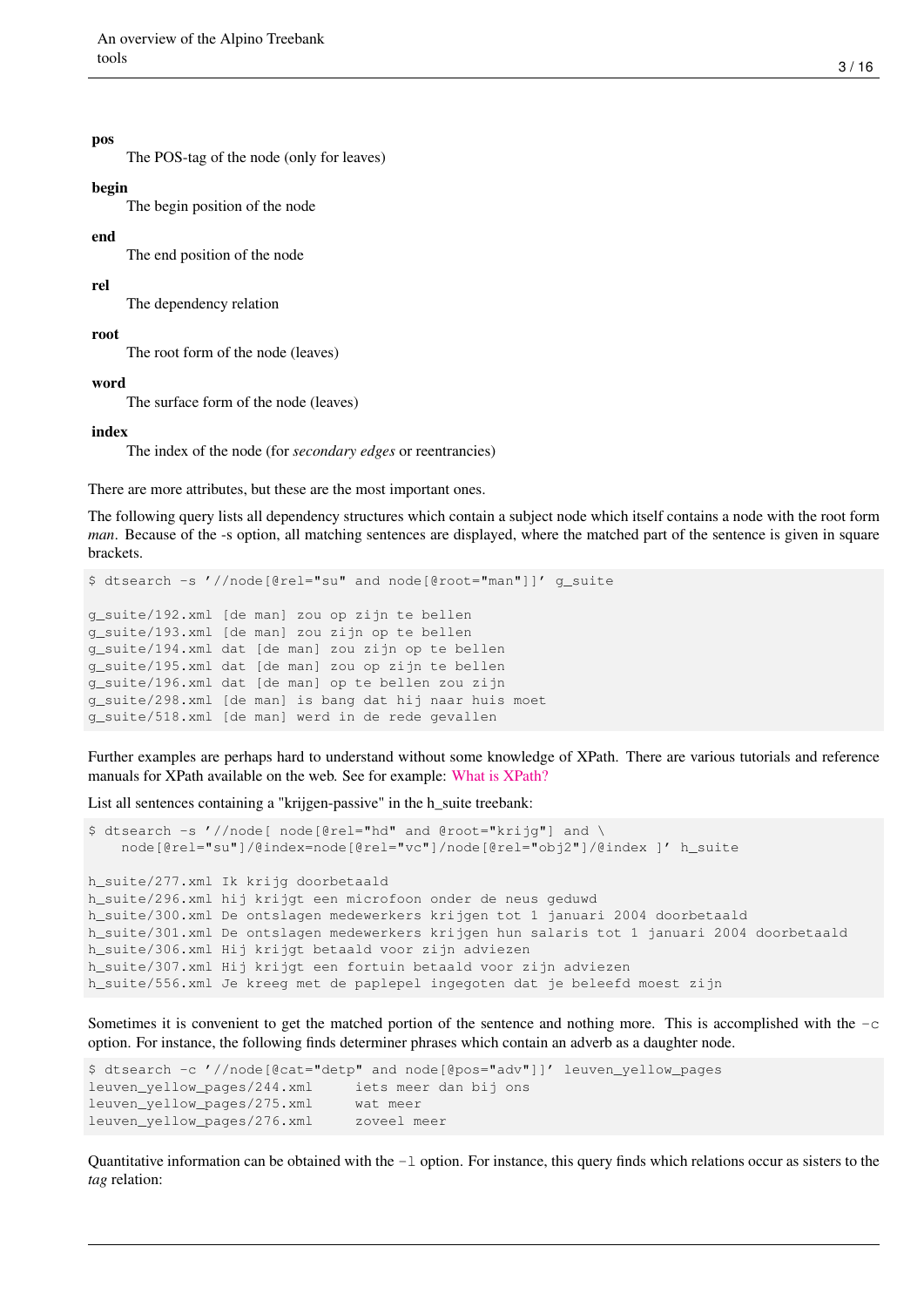**pos**
: The POS-tag of the node (only for leaves)

**begin**
: The begin position of the node

**end**
: The end position of the node

**rel**
: The dependency relation

**root**
: The root form of the node (leaves)

**word**
: The surface form of the node (leaves)

**index**
: The index of the node (for *secondary edges* or reentrancies)

There are more attributes, but these are the most important ones.

The following query lists all dependency structures which contain a subject node which itself contains a node with the root form *man*. Because of the -s option, all matching sentences are displayed, where the matched part of the sentence is given in square brackets.

```
$ dtsearch -s '//node[@rel="su" and node[@root="man"]]' g_suite

g_suite/192.xml [de man] zou op zijn te bellen
g_suite/193.xml [de man] zou zijn op te bellen
g_suite/194.xml dat [de man] zou zijn op te bellen
g_suite/195.xml dat [de man] zou op zijn te bellen
g_suite/196.xml dat [de man] op te bellen zou zijn
g_suite/298.xml [de man] is bang dat hij naar huis moet
g_suite/518.xml [de man] werd in de rede gevallen
```

Further examples are perhaps hard to understand without some knowledge of XPath. There are various tutorials and reference manuals for XPath available on the web. See for example: What is XPath?

List all sentences containing a "krijgen-passive" in the h_suite treebank:

```
$ dtsearch -s '//node[ node[@rel="hd" and @root="krijg"] and \
    node[@rel="su"]/@index=node[@rel="vc"]/node[@rel="obj2"]/@index ]' h_suite

h_suite/277.xml Ik krijg doorbetaald
h_suite/296.xml hij krijgt een microfoon onder de neus geduwd
h_suite/300.xml De ontslagen medewerkers krijgen tot 1 januari 2004 doorbetaald
h_suite/301.xml De ontslagen medewerkers krijgen hun salaris tot 1 januari 2004 doorbetaald
h_suite/306.xml Hij krijgt betaald voor zijn adviezen
h_suite/307.xml Hij krijgt een fortuin betaald voor zijn adviezen
h_suite/556.xml Je kreeg met de paplepel ingegoten dat je beleefd moest zijn
```

Sometimes it is convenient to get the matched portion of the sentence and nothing more. This is accomplished with the `-c` option. For instance, the following finds determiner phrases which contain an adverb as a daughter node.

```
$ dtsearch -c '//node[@cat="detp" and node[@pos="adv"]]' leuven_yellow_pages
leuven_yellow_pages/244.xml     iets meer dan bij ons
leuven_yellow_pages/275.xml     wat meer
leuven_yellow_pages/276.xml     zoveel meer
```

Quantitative information can be obtained with the `-l` option. For instance, this query finds which relations occur as sisters to the *tag* relation: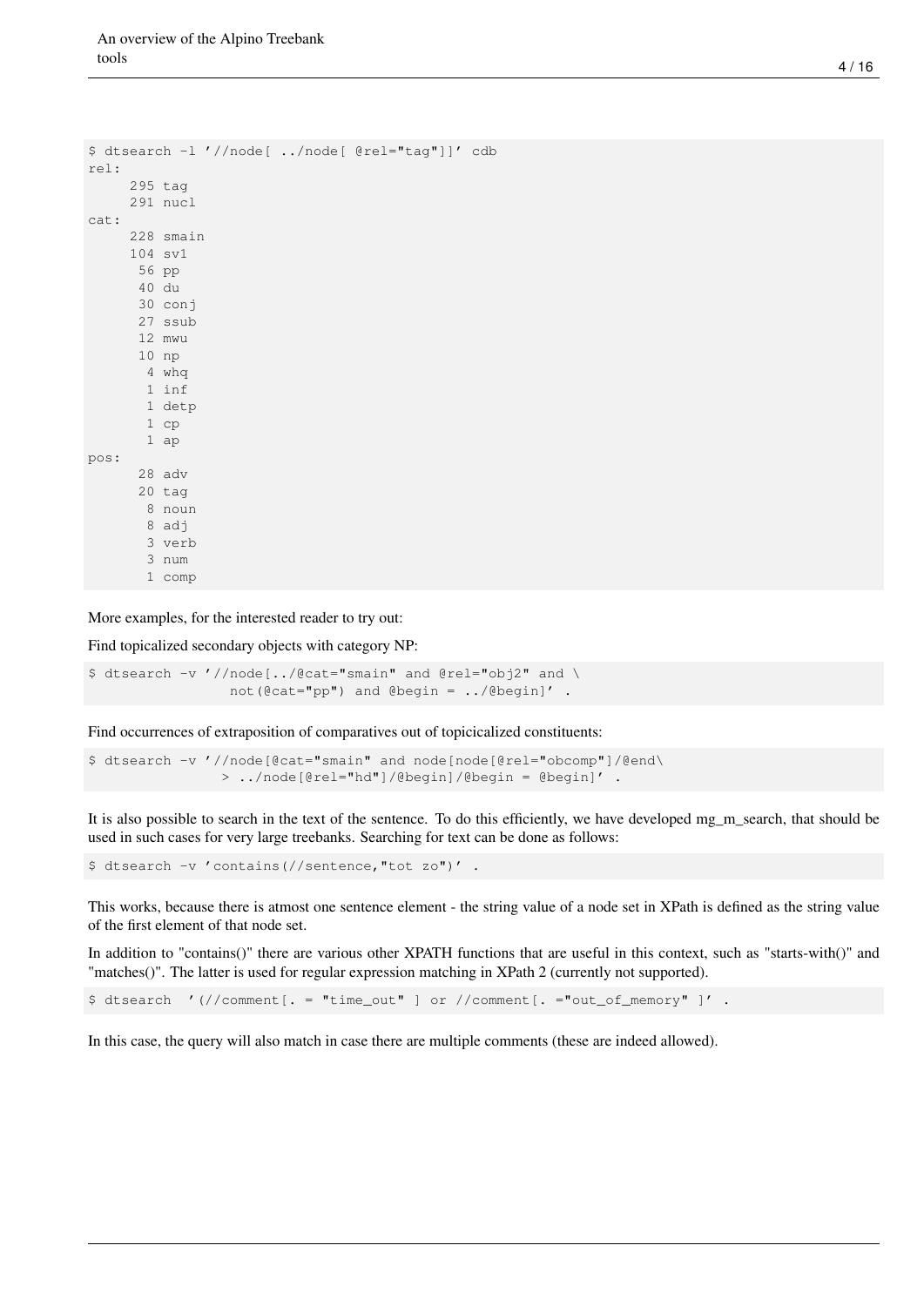```
$ dtsearch -l '//node[ ../node[ @rel="tag"]]' cdb
rel:
     295 tag
     291 nucl
cat:
     228 smain
     104 sv1
      56 pp
      40 du
      30 conj
      27 ssub
      12 mwu
      10 np
       4 whq
       1 inf
       1 detp
       1 cp
       1 ap
pos:
      28 adv
      20 tag
       8 noun
       8 adj
       3 verb
       3 num
       1 comp
```

More examples, for the interested reader to try out:

Find topicalized secondary objects with category NP:

```
$ dtsearch -v '//node[../@cat="smain" and @rel="obj2" and \
                 not(@cat="pp") and @begin = ../@begin]' .
```

Find occurrences of extraposition of comparatives out of topicicalized constituents:

```
$ dtsearch -v '//node[@cat="smain" and node[node[@rel="obcomp"]/@end\
                > ../node[@rel="hd"]/@begin]/@begin = @begin]' .
```

It is also possible to search in the text of the sentence. To do this efficiently, we have developed mg_m_search, that should be used in such cases for very large treebanks. Searching for text can be done as follows:

```
$ dtsearch -v 'contains(//sentence,"tot zo")' .
```

This works, because there is atmost one sentence element - the string value of a node set in XPath is defined as the string value of the first element of that node set.

In addition to "contains()" there are various other XPATH functions that are useful in this context, such as "starts-with()" and "matches()". The latter is used for regular expression matching in XPath 2 (currently not supported).

```
$ dtsearch  '(//comment[. = "time_out" ] or //comment[. ="out_of_memory" ]' .
```

In this case, the query will also match in case there are multiple comments (these are indeed allowed).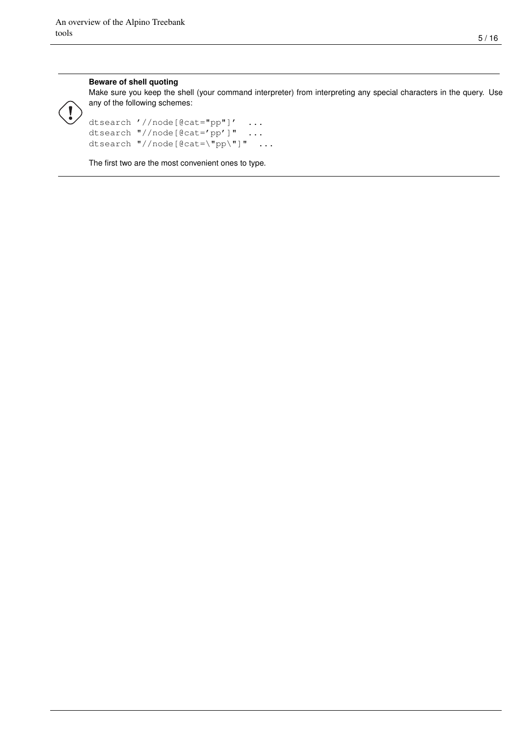**Beware of shell quoting**

Make sure you keep the shell (your command interpreter) from interpreting any special characters in the query. Use any of the following schemes:

```
dtsearch '//node[@cat="pp"]'  ...
dtsearch "//node[@cat='pp']"  ...
dtsearch "//node[@cat=\"pp\"]"  ...
```

The first two are the most convenient ones to type.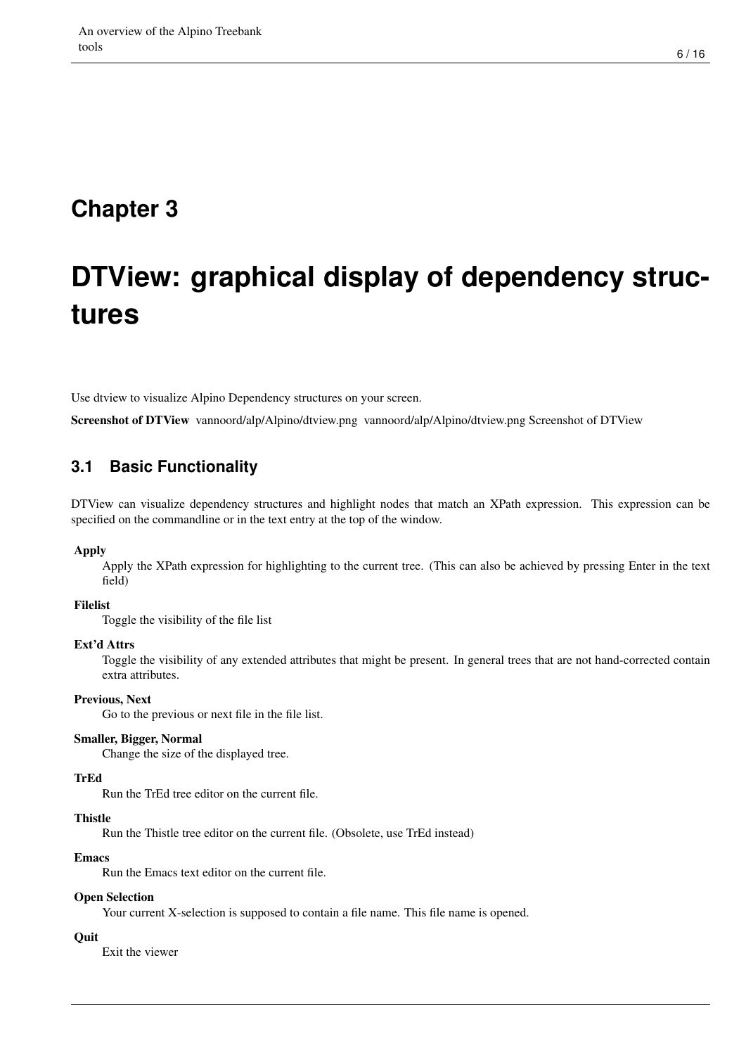# Chapter 3

# DTView: graphical display of dependency structures

Use dtview to visualize Alpino Dependency structures on your screen.

**Screenshot of DTView** vannoord/alp/Alpino/dtview.png vannoord/alp/Alpino/dtview.png Screenshot of DTView

## 3.1 Basic Functionality

DTView can visualize dependency structures and highlight nodes that match an XPath expression. This expression can be specified on the commandline or in the text entry at the top of the window.

**Apply**
: Apply the XPath expression for highlighting to the current tree. (This can also be achieved by pressing Enter in the text field)

**Filelist**
: Toggle the visibility of the file list

**Ext'd Attrs**
: Toggle the visibility of any extended attributes that might be present. In general trees that are not hand-corrected contain extra attributes.

**Previous, Next**
: Go to the previous or next file in the file list.

**Smaller, Bigger, Normal**
: Change the size of the displayed tree.

**TrEd**
: Run the TrEd tree editor on the current file.

**Thistle**
: Run the Thistle tree editor on the current file. (Obsolete, use TrEd instead)

**Emacs**
: Run the Emacs text editor on the current file.

**Open Selection**
: Your current X-selection is supposed to contain a file name. This file name is opened.

**Quit**
: Exit the viewer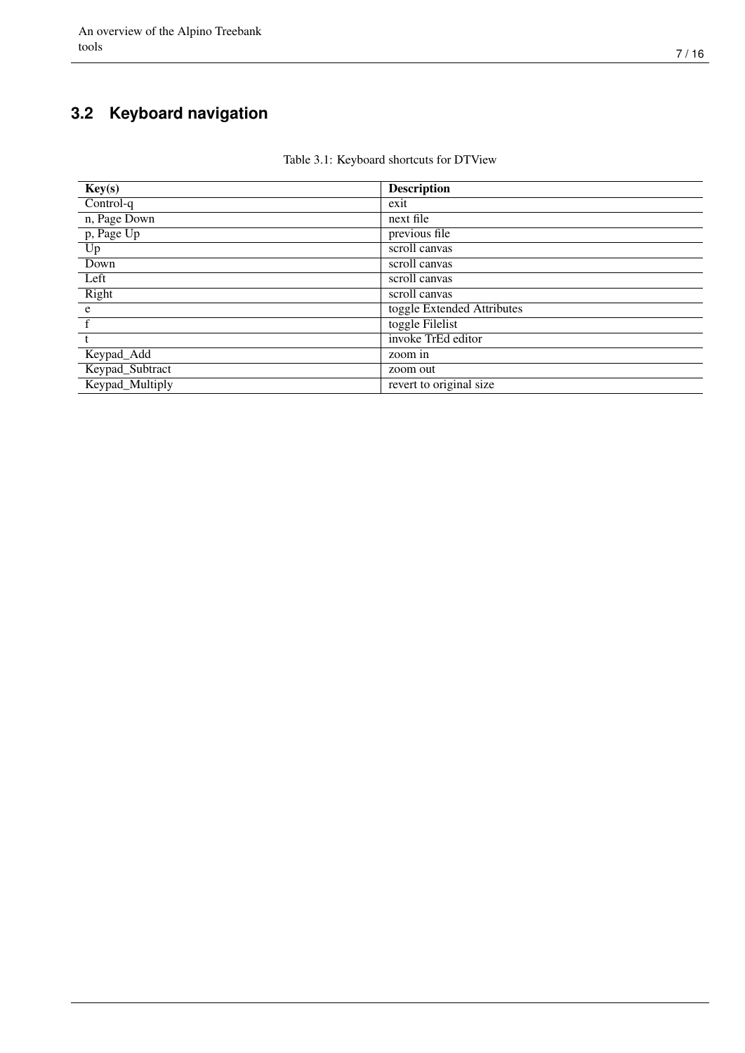## 3.2 Keyboard navigation

Table 3.1: Keyboard shortcuts for DTView

| Key(s) | Description |
| --- | --- |
| Control-q | exit |
| n, Page Down | next file |
| p, Page Up | previous file |
| Up | scroll canvas |
| Down | scroll canvas |
| Left | scroll canvas |
| Right | scroll canvas |
| e | toggle Extended Attributes |
| f | toggle Filelist |
| t | invoke TrEd editor |
| Keypad_Add | zoom in |
| Keypad_Subtract | zoom out |
| Keypad_Multiply | revert to original size |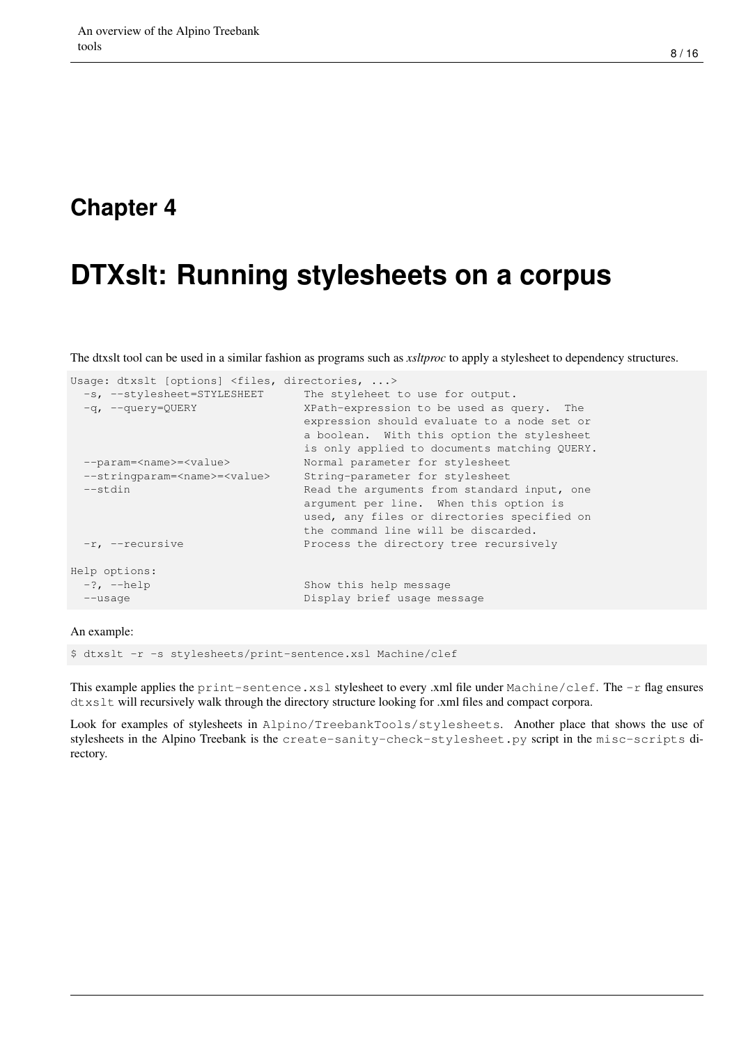# Chapter 4

# DTXslt: Running stylesheets on a corpus

The dtxslt tool can be used in a similar fashion as programs such as *xsltproc* to apply a stylesheet to dependency structures.

```
Usage: dtxslt [options] <files, directories, ...>
  -s, --stylesheet=STYLESHEET      The styleheet to use for output.
  -q, --query=QUERY                XPath-expression to be used as query.  The
                                   expression should evaluate to a node set or
                                   a boolean.  With this option the stylesheet
                                   is only applied to documents matching QUERY.
  --param=<name>=<value>           Normal parameter for stylesheet
  --stringparam=<name>=<value>     String-parameter for stylesheet
  --stdin                          Read the arguments from standard input, one
                                   argument per line.  When this option is
                                   used, any files or directories specified on
                                   the command line will be discarded.
  -r, --recursive                  Process the directory tree recursively

Help options:
  -?, --help                       Show this help message
  --usage                          Display brief usage message
```

An example:

```
$ dtxslt -r -s stylesheets/print-sentence.xsl Machine/clef
```

This example applies the `print-sentence.xsl` stylesheet to every .xml file under `Machine/clef`. The `-r` flag ensures `dtxslt` will recursively walk through the directory structure looking for .xml files and compact corpora.

Look for examples of stylesheets in `Alpino/TreebankTools/stylesheets`. Another place that shows the use of stylesheets in the Alpino Treebank is the `create-sanity-check-stylesheet.py` script in the `misc-scripts` directory.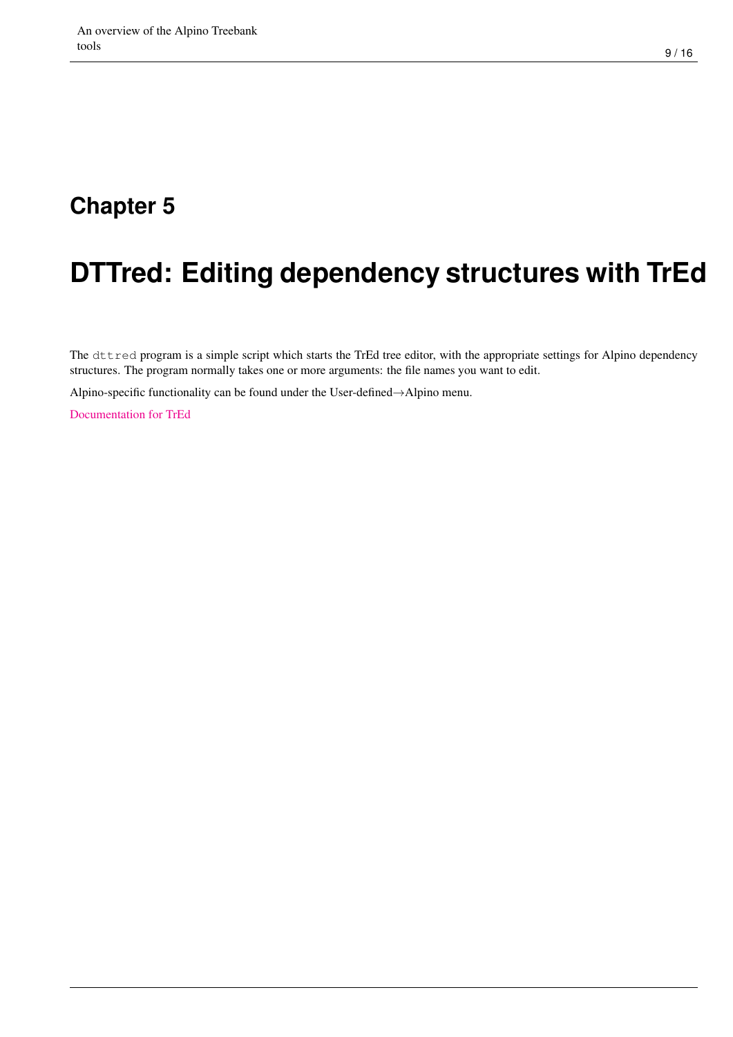# Chapter 5

# DTTred: Editing dependency structures with TrEd

The `dttred` program is a simple script which starts the TrEd tree editor, with the appropriate settings for Alpino dependency structures. The program normally takes one or more arguments: the file names you want to edit.

Alpino-specific functionality can be found under the User-defined→Alpino menu.

Documentation for TrEd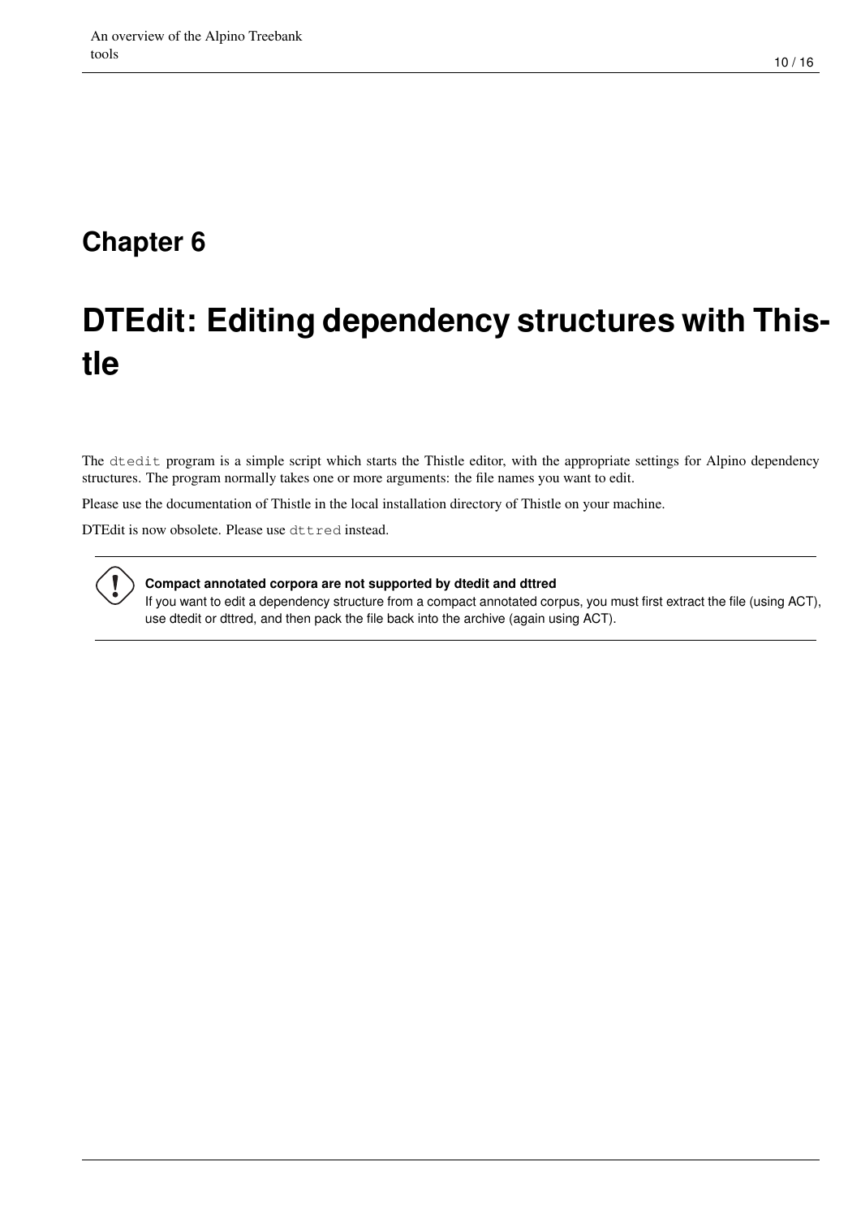# Chapter 6

# DTEdit: Editing dependency structures with Thistle

The `dtedit` program is a simple script which starts the Thistle editor, with the appropriate settings for Alpino dependency structures. The program normally takes one or more arguments: the file names you want to edit.

Please use the documentation of Thistle in the local installation directory of Thistle on your machine.

DTEdit is now obsolete. Please use `dttred` instead.

> **Compact annotated corpora are not supported by dtedit and dttred**
> If you want to edit a dependency structure from a compact annotated corpus, you must first extract the file (using ACT), use dtedit or dttred, and then pack the file back into the archive (again using ACT).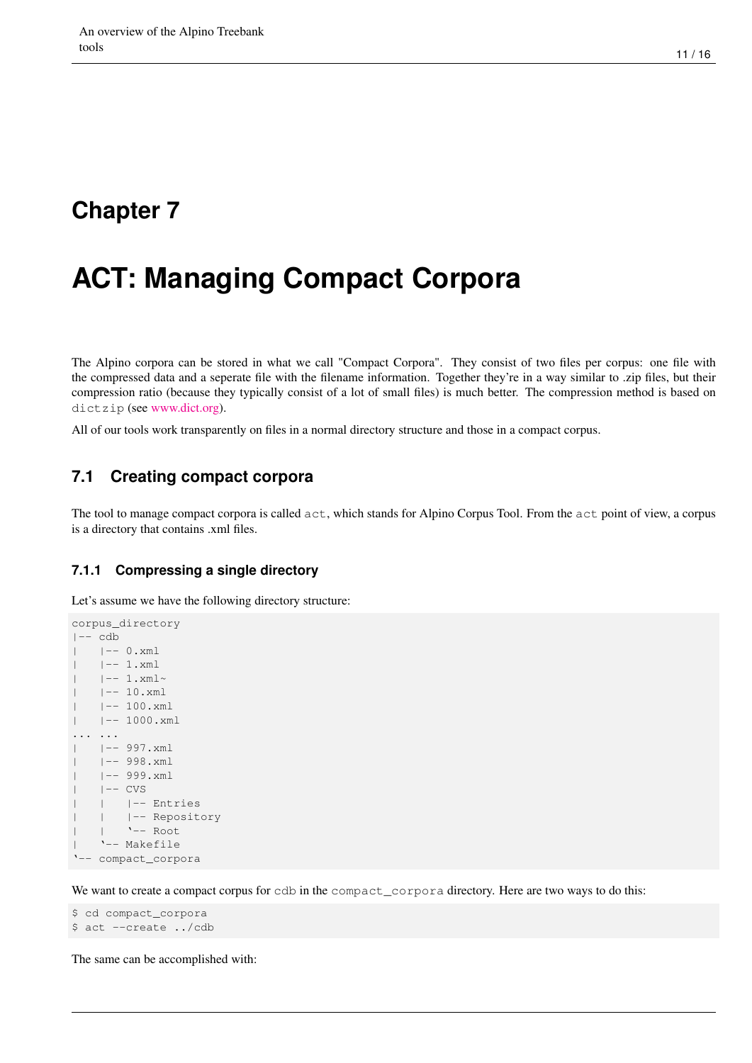# Chapter 7

# ACT: Managing Compact Corpora

The Alpino corpora can be stored in what we call "Compact Corpora". They consist of two files per corpus: one file with the compressed data and a seperate file with the filename information. Together they're in a way similar to .zip files, but their compression ratio (because they typically consist of a lot of small files) is much better. The compression method is based on `dictzip` (see www.dict.org).

All of our tools work transparently on files in a normal directory structure and those in a compact corpus.

## 7.1 Creating compact corpora

The tool to manage compact corpora is called `act`, which stands for Alpino Corpus Tool. From the `act` point of view, a corpus is a directory that contains .xml files.

### 7.1.1 Compressing a single directory

Let's assume we have the following directory structure:

```
corpus_directory
|-- cdb
|   |-- 0.xml
|   |-- 1.xml
|   |-- 1.xml~
|   |-- 10.xml
|   |-- 100.xml
|   |-- 1000.xml
... ...
|   |-- 997.xml
|   |-- 998.xml
|   |-- 999.xml
|   |-- CVS
|   |   |-- Entries
|   |   |-- Repository
|   |   `-- Root
|   `-- Makefile
`-- compact_corpora
```

We want to create a compact corpus for `cdb` in the `compact_corpora` directory. Here are two ways to do this:

```
$ cd compact_corpora
$ act --create ../cdb
```

The same can be accomplished with: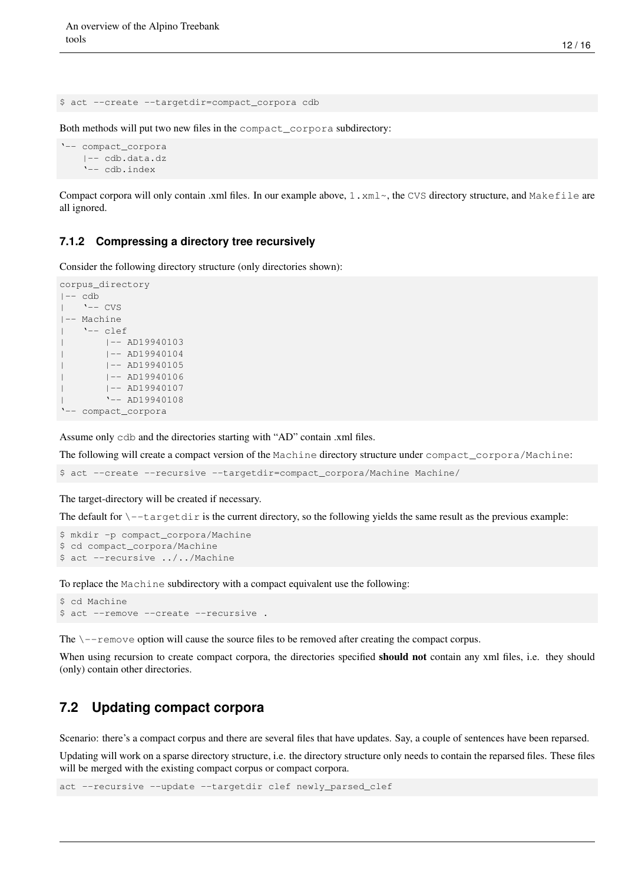```
$ act --create --targetdir=compact_corpora cdb
```

Both methods will put two new files in the `compact_corpora` subdirectory:

```
`-- compact_corpora
    |-- cdb.data.dz
    `-- cdb.index
```

Compact corpora will only contain .xml files. In our example above, `1.xml~`, the `CVS` directory structure, and `Makefile` are all ignored.

### 7.1.2 Compressing a directory tree recursively

Consider the following directory structure (only directories shown):

```
corpus_directory
|-- cdb
|   `-- CVS
|-- Machine
|   `-- clef
|       |-- AD19940103
|       |-- AD19940104
|       |-- AD19940105
|       |-- AD19940106
|       |-- AD19940107
|       `-- AD19940108
`-- compact_corpora
```

Assume only `cdb` and the directories starting with "AD" contain .xml files.

The following will create a compact version of the `Machine` directory structure under `compact_corpora/Machine`:

```
$ act --create --recursive --targetdir=compact_corpora/Machine Machine/
```

The target-directory will be created if necessary.

The default for `\--targetdir` is the current directory, so the following yields the same result as the previous example:

```
$ mkdir -p compact_corpora/Machine
$ cd compact_corpora/Machine
$ act --recursive ../../Machine
```

To replace the `Machine` subdirectory with a compact equivalent use the following:

```
$ cd Machine
$ act --remove --create --recursive .
```

The `\--remove` option will cause the source files to be removed after creating the compact corpus.

When using recursion to create compact corpora, the directories specified **should not** contain any xml files, i.e. they should (only) contain other directories.

## 7.2 Updating compact corpora

Scenario: there's a compact corpus and there are several files that have updates. Say, a couple of sentences have been reparsed.

Updating will work on a sparse directory structure, i.e. the directory structure only needs to contain the reparsed files. These files will be merged with the existing compact corpus or compact corpora.

```
act --recursive --update --targetdir clef newly_parsed_clef
```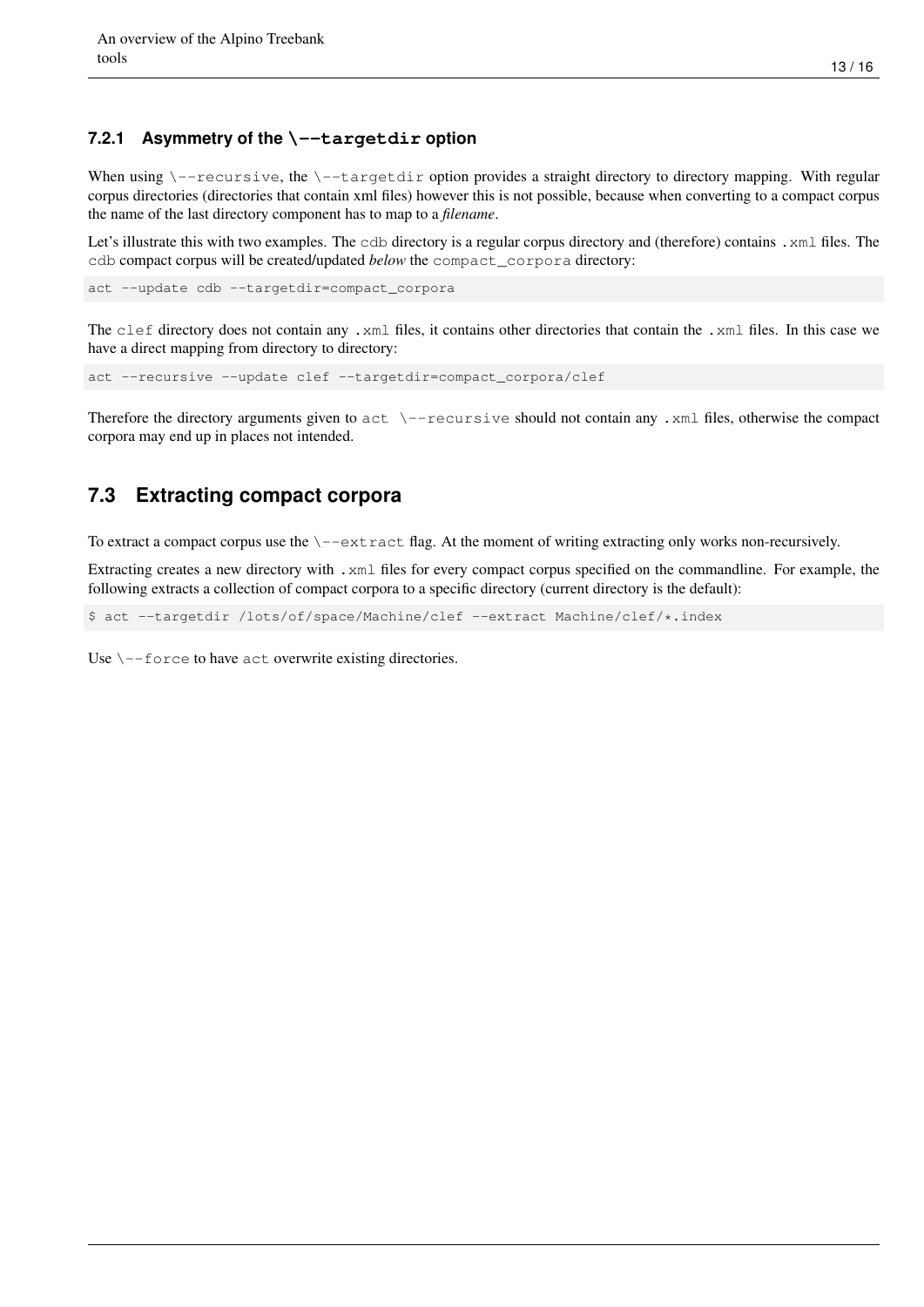#### 7.2.1 Asymmetry of the \--targetdir option

When using \--recursive, the \--targetdir option provides a straight directory to directory mapping. With regular corpus directories (directories that contain xml files) however this is not possible, because when converting to a compact corpus the name of the last directory component has to map to a *filename*.

Let's illustrate this with two examples. The cdb directory is a regular corpus directory and (therefore) contains .xml files. The cdb compact corpus will be created/updated *below* the compact_corpora directory:

```
act --update cdb --targetdir=compact_corpora
```

The clef directory does not contain any .xml files, it contains other directories that contain the .xml files. In this case we have a direct mapping from directory to directory:

```
act --recursive --update clef --targetdir=compact_corpora/clef
```

Therefore the directory arguments given to act \--recursive should not contain any .xml files, otherwise the compact corpora may end up in places not intended.

### 7.3 Extracting compact corpora

To extract a compact corpus use the \--extract flag. At the moment of writing extracting only works non-recursively.

Extracting creates a new directory with .xml files for every compact corpus specified on the commandline. For example, the following extracts a collection of compact corpora to a specific directory (current directory is the default):

```
$ act --targetdir /lots/of/space/Machine/clef --extract Machine/clef/*.index
```

Use \--force to have act overwrite existing directories.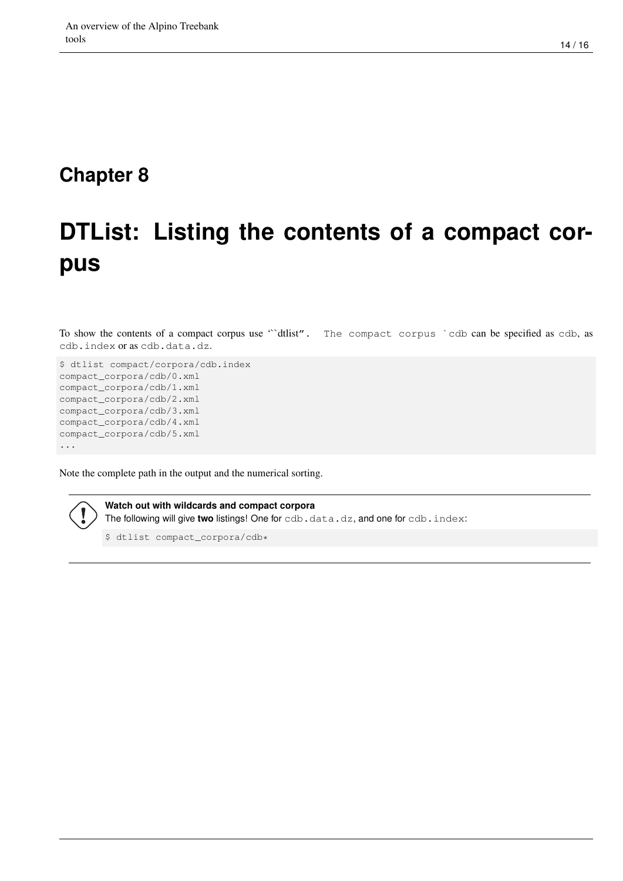# Chapter 8

# DTList: Listing the contents of a compact corpus

To show the contents of a compact corpus use ``dtlist". The compact corpus `cdb can be specified as `cdb`, as `cdb.index` or as `cdb.data.dz`.

```
$ dtlist compact/corpora/cdb.index
compact_corpora/cdb/0.xml
compact_corpora/cdb/1.xml
compact_corpora/cdb/2.xml
compact_corpora/cdb/3.xml
compact_corpora/cdb/4.xml
compact_corpora/cdb/5.xml
...
```

Note the complete path in the output and the numerical sorting.

**Watch out with wildcards and compact corpora**

The following will give **two** listings! One for `cdb.data.dz`, and one for `cdb.index`:

```
$ dtlist compact_corpora/cdb*
```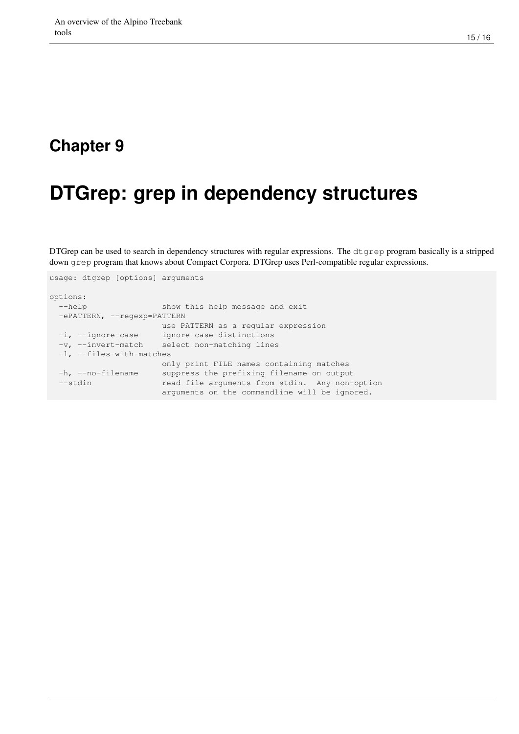# Chapter 9

# DTGrep: grep in dependency structures

DTGrep can be used to search in dependency structures with regular expressions. The `dtgrep` program basically is a stripped down `grep` program that knows about Compact Corpora. DTGrep uses Perl-compatible regular expressions.

```
usage: dtgrep [options] arguments

options:
  --help                show this help message and exit
  -ePATTERN, --regexp=PATTERN
                        use PATTERN as a regular expression
  -i, --ignore-case     ignore case distinctions
  -v, --invert-match    select non-matching lines
  -l, --files-with-matches
                        only print FILE names containing matches
  -h, --no-filename     suppress the prefixing filename on output
  --stdin               read file arguments from stdin.  Any non-option
                        arguments on the commandline will be ignored.
```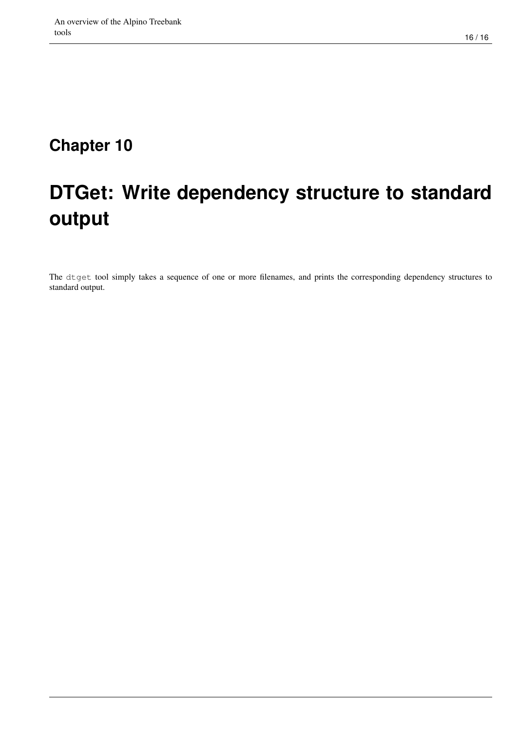# Chapter 10

# DTGet: Write dependency structure to standard output

The `dtget` tool simply takes a sequence of one or more filenames, and prints the corresponding dependency structures to standard output.